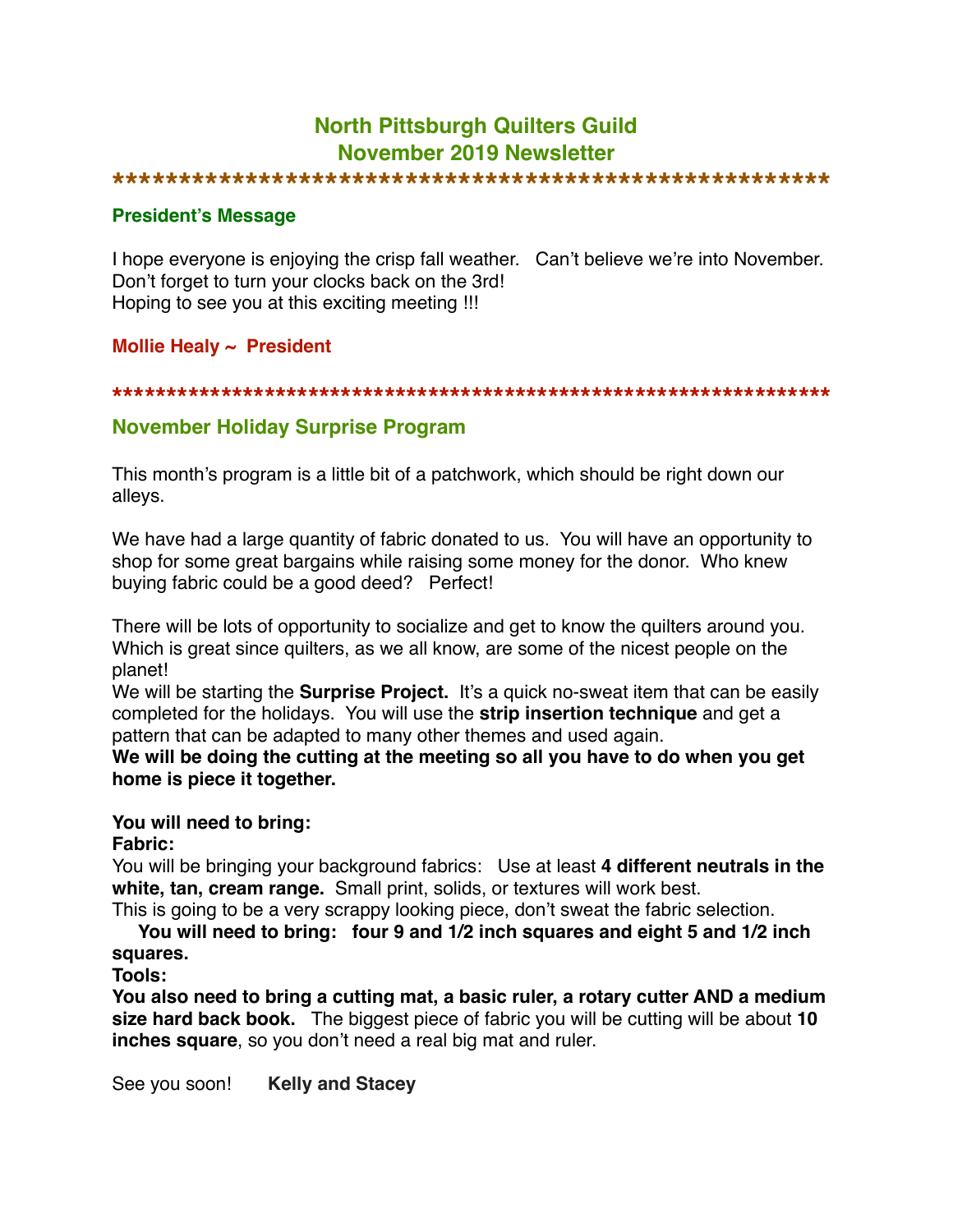# North Pittsburgh Quilters Guild
# November 2019 Newsletter

*******************************************************

## President's Message

I hope everyone is enjoying the crisp fall weather. Can't believe we're into November. Don't forget to turn your clocks back on the 3rd!
Hoping to see you at this exciting meeting !!!

**Mollie Healy ~ President**

*******************************************************************

## November Holiday Surprise Program

This month's program is a little bit of a patchwork, which should be right down our alleys.

We have had a large quantity of fabric donated to us. You will have an opportunity to shop for some great bargains while raising some money for the donor. Who knew buying fabric could be a good deed? Perfect!

There will be lots of opportunity to socialize and get to know the quilters around you. Which is great since quilters, as we all know, are some of the nicest people on the planet!
We will be starting the **Surprise Project.** It's a quick no-sweat item that can be easily completed for the holidays. You will use the **strip insertion technique** and get a pattern that can be adapted to many other themes and used again.
**We will be doing the cutting at the meeting so all you have to do when you get home is piece it together.**

**You will need to bring:**
**Fabric:**
You will be bringing your background fabrics: Use at least **4 different neutrals in the white, tan, cream range.** Small print, solids, or textures will work best.
This is going to be a very scrappy looking piece, don't sweat the fabric selection.
**You will need to bring: four 9 and 1/2 inch squares and eight 5 and 1/2 inch squares.**
**Tools:**
**You also need to bring a cutting mat, a basic ruler, a rotary cutter AND a medium size hard back book.** The biggest piece of fabric you will be cutting will be about **10 inches square**, so you don't need a real big mat and ruler.

See you soon! **Kelly and Stacey**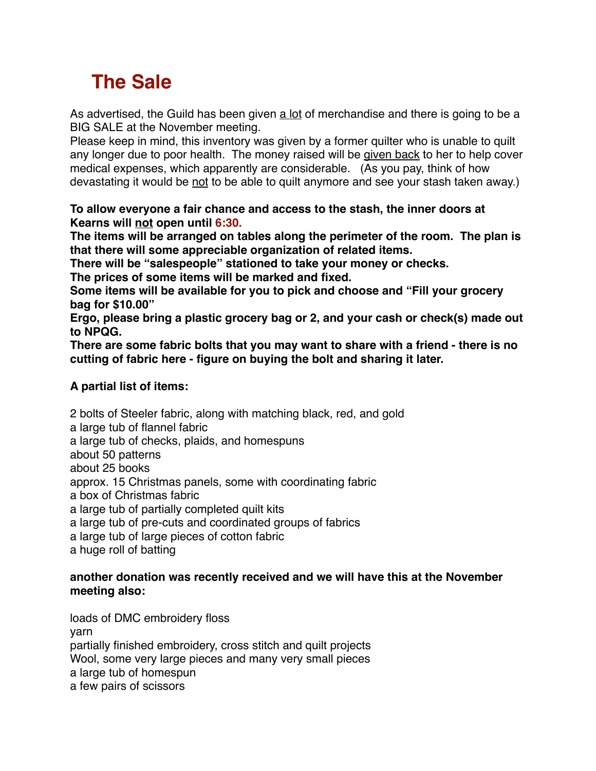# The Sale

As advertised, the Guild has been given a lot of merchandise and there is going to be a BIG SALE at the November meeting.
Please keep in mind, this inventory was given by a former quilter who is unable to quilt any longer due to poor health. The money raised will be given back to her to help cover medical expenses, which apparently are considerable. (As you pay, think of how devastating it would be not to be able to quilt anymore and see your stash taken away.)

**To allow everyone a fair chance and access to the stash, the inner doors at Kearns will not open until 6:30.**
**The items will be arranged on tables along the perimeter of the room. The plan is that there will some appreciable organization of related items.**
**There will be "salespeople" stationed to take your money or checks.**
**The prices of some items will be marked and fixed.**
**Some items will be available for you to pick and choose and "Fill your grocery bag for $10.00"**
**Ergo, please bring a plastic grocery bag or 2, and your cash or check(s) made out to NPQG.**
**There are some fabric bolts that you may want to share with a friend - there is no cutting of fabric here - figure on buying the bolt and sharing it later.**

**A partial list of items:**

2 bolts of Steeler fabric, along with matching black, red, and gold
a large tub of flannel fabric
a large tub of checks, plaids, and homespuns
about 50 patterns
about 25 books
approx. 15 Christmas panels, some with coordinating fabric
a box of Christmas fabric
a large tub of partially completed quilt kits
a large tub of pre-cuts and coordinated groups of fabrics
a large tub of large pieces of cotton fabric
a huge roll of batting

**another donation was recently received and we will have this at the November meeting also:**

loads of DMC embroidery floss
yarn
partially finished embroidery, cross stitch and quilt projects
Wool, some very large pieces and many very small pieces
a large tub of homespun
a few pairs of scissors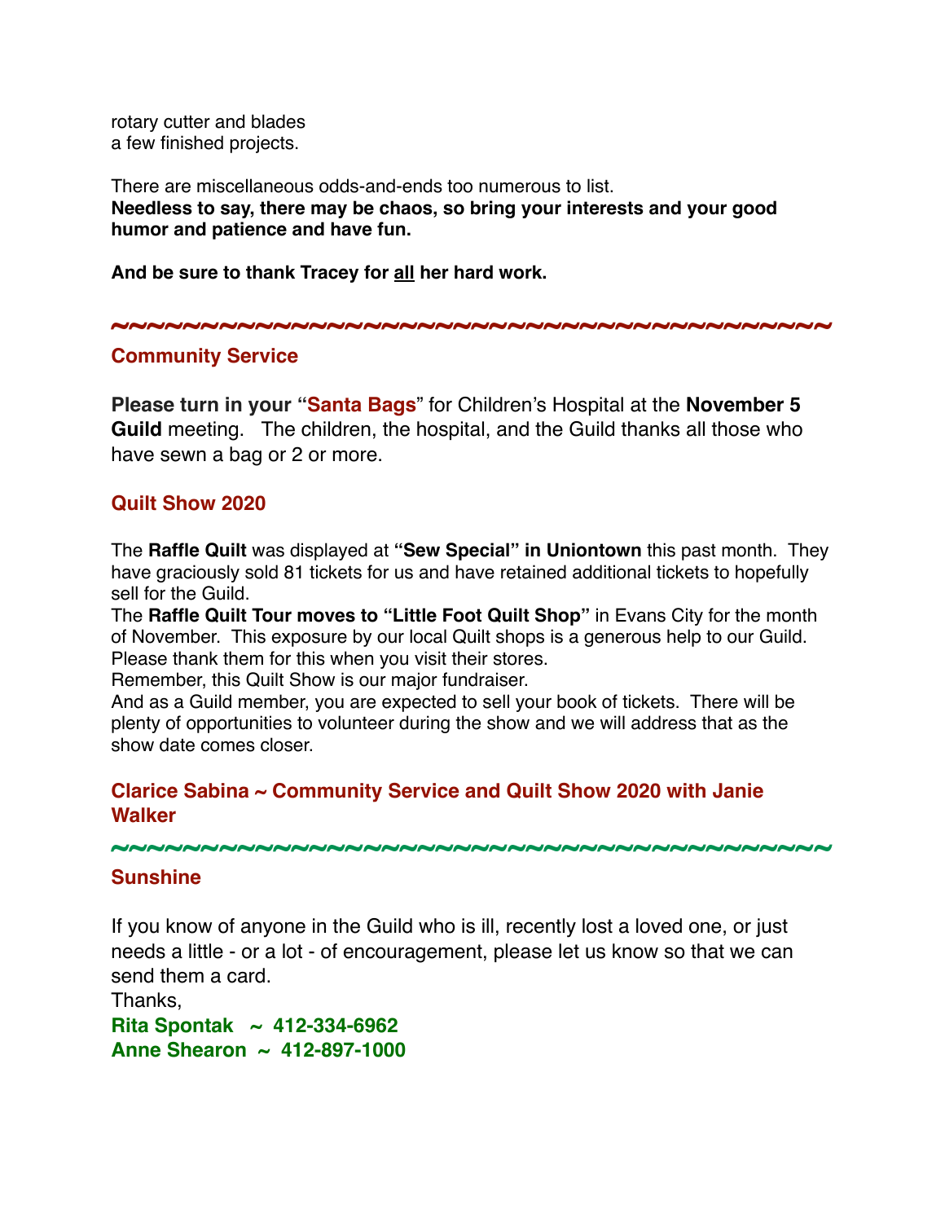rotary cutter and blades
a few finished projects.

There are miscellaneous odds-and-ends too numerous to list.
**Needless to say, there may be chaos, so bring your interests and your good humor and patience and have fun.**

**And be sure to thank Tracey for <u>all</u> her hard work.**

~~~~~~~~~~~~~~~~~~~~~~~~~~~~~~~~~~~~~~~~~~~~

## Community Service

**Please turn in your "Santa Bags"** for Children's Hospital at the **November 5 Guild** meeting. The children, the hospital, and the Guild thanks all those who have sewn a bag or 2 or more.

## Quilt Show 2020

The **Raffle Quilt** was displayed at **"Sew Special" in Uniontown** this past month. They have graciously sold 81 tickets for us and have retained additional tickets to hopefully sell for the Guild.
The **Raffle Quilt Tour moves to "Little Foot Quilt Shop"** in Evans City for the month of November. This exposure by our local Quilt shops is a generous help to our Guild. Please thank them for this when you visit their stores.
Remember, this Quilt Show is our major fundraiser.
And as a Guild member, you are expected to sell your book of tickets. There will be plenty of opportunities to volunteer during the show and we will address that as the show date comes closer.

**Clarice Sabina ~ Community Service and Quilt Show 2020 with Janie Walker**

~~~~~~~~~~~~~~~~~~~~~~~~~~~~~~~~~~~~~~~~~~~~

## Sunshine

If you know of anyone in the Guild who is ill, recently lost a loved one, or just needs a little - or a lot - of encouragement, please let us know so that we can send them a card.
Thanks,
**Rita Spontak ~ 412-334-6962**
**Anne Shearon ~ 412-897-1000**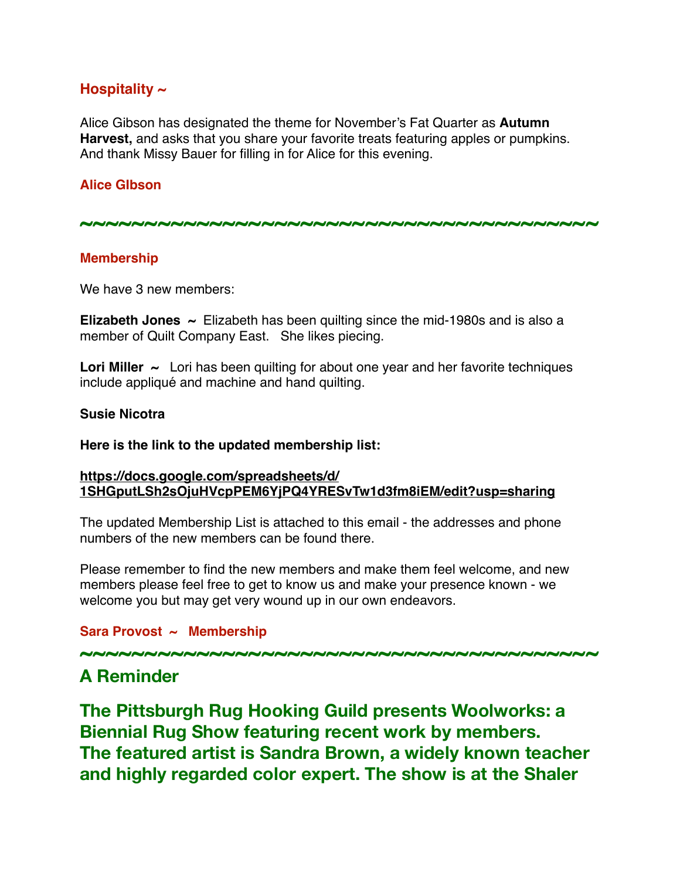### Hospitality ~

Alice Gibson has designated the theme for November's Fat Quarter as **Autumn Harvest,** and asks that you share your favorite treats featuring apples or pumpkins. And thank Missy Bauer for filling in for Alice for this evening.

**Alice GIbson**

~~~~~~~~~~~~~~~~~~~~~~~~~~~~~~~~~~~~~~~~~

### Membership

We have 3 new members:

**Elizabeth Jones ~** Elizabeth has been quilting since the mid-1980s and is also a member of Quilt Company East. She likes piecing.

**Lori Miller ~** Lori has been quilting for about one year and her favorite techniques include appliqué and machine and hand quilting.

**Susie Nicotra**

**Here is the link to the updated membership list:**

**https://docs.google.com/spreadsheets/d/1SHGputLSh2sOjuHVcpPEM6YjPQ4YRESvTw1d3fm8iEM/edit?usp=sharing**

The updated Membership List is attached to this email - the addresses and phone numbers of the new members can be found there.

Please remember to find the new members and make them feel welcome, and new members please feel free to get to know us and make your presence known - we welcome you but may get very wound up in our own endeavors.

**Sara Provost ~ Membership**

~~~~~~~~~~~~~~~~~~~~~~~~~~~~~~~~~~~~~~~~~

## A Reminder

## The Pittsburgh Rug Hooking Guild presents Woolworks: a Biennial Rug Show featuring recent work by members. The featured artist is Sandra Brown, a widely known teacher and highly regarded color expert. The show is at the Shaler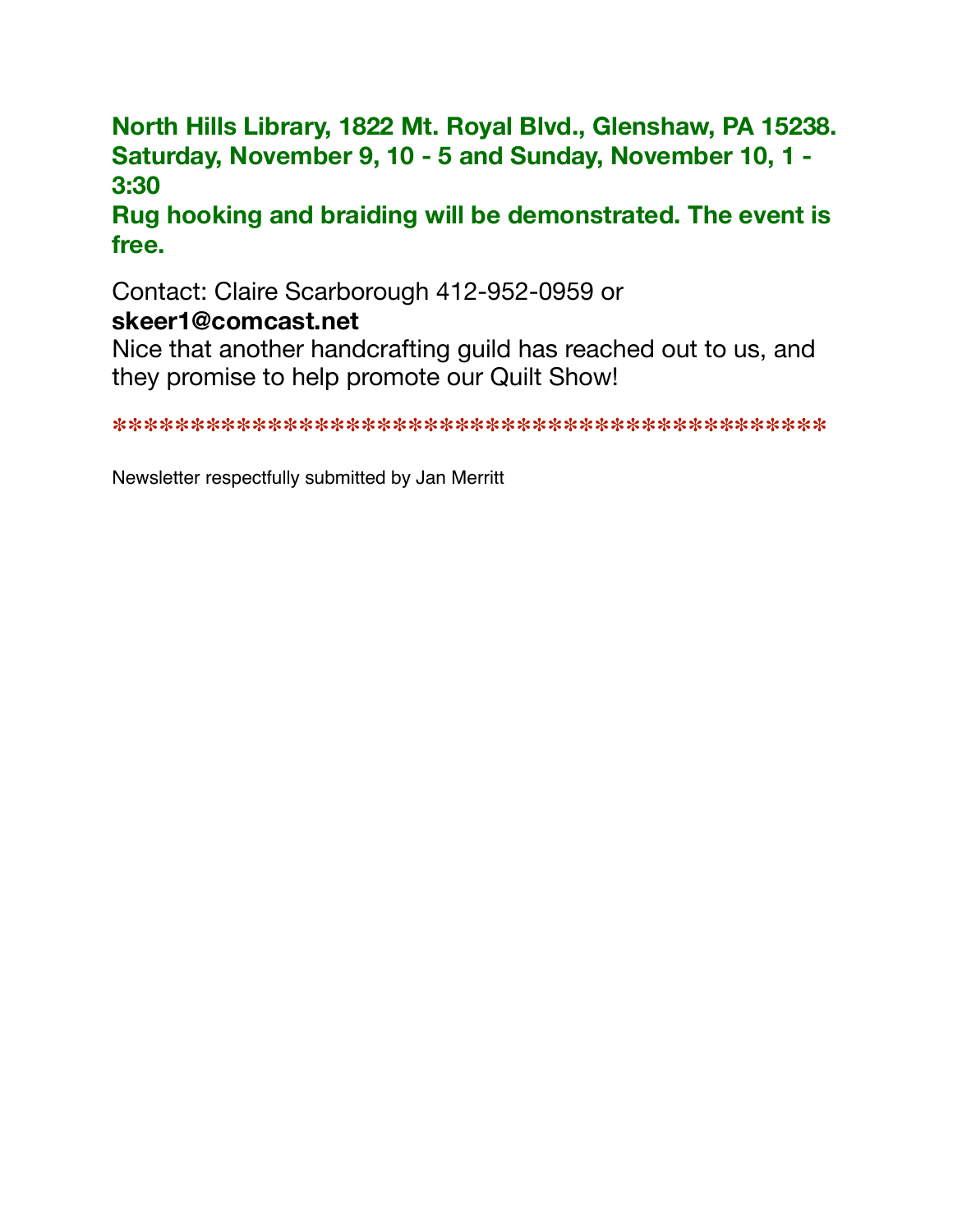**North Hills Library, 1822 Mt. Royal Blvd., Glenshaw, PA 15238. Saturday, November 9, 10 - 5 and Sunday, November 10, 1 - 3:30**

**Rug hooking and braiding will be demonstrated. The event is free.**

Contact: Claire Scarborough 412-952-0959 or **skeer1@comcast.net**

Nice that another handcrafting guild has reached out to us, and they promise to help promote our Quilt Show!

*********************************************

Newsletter respectfully submitted by Jan Merritt